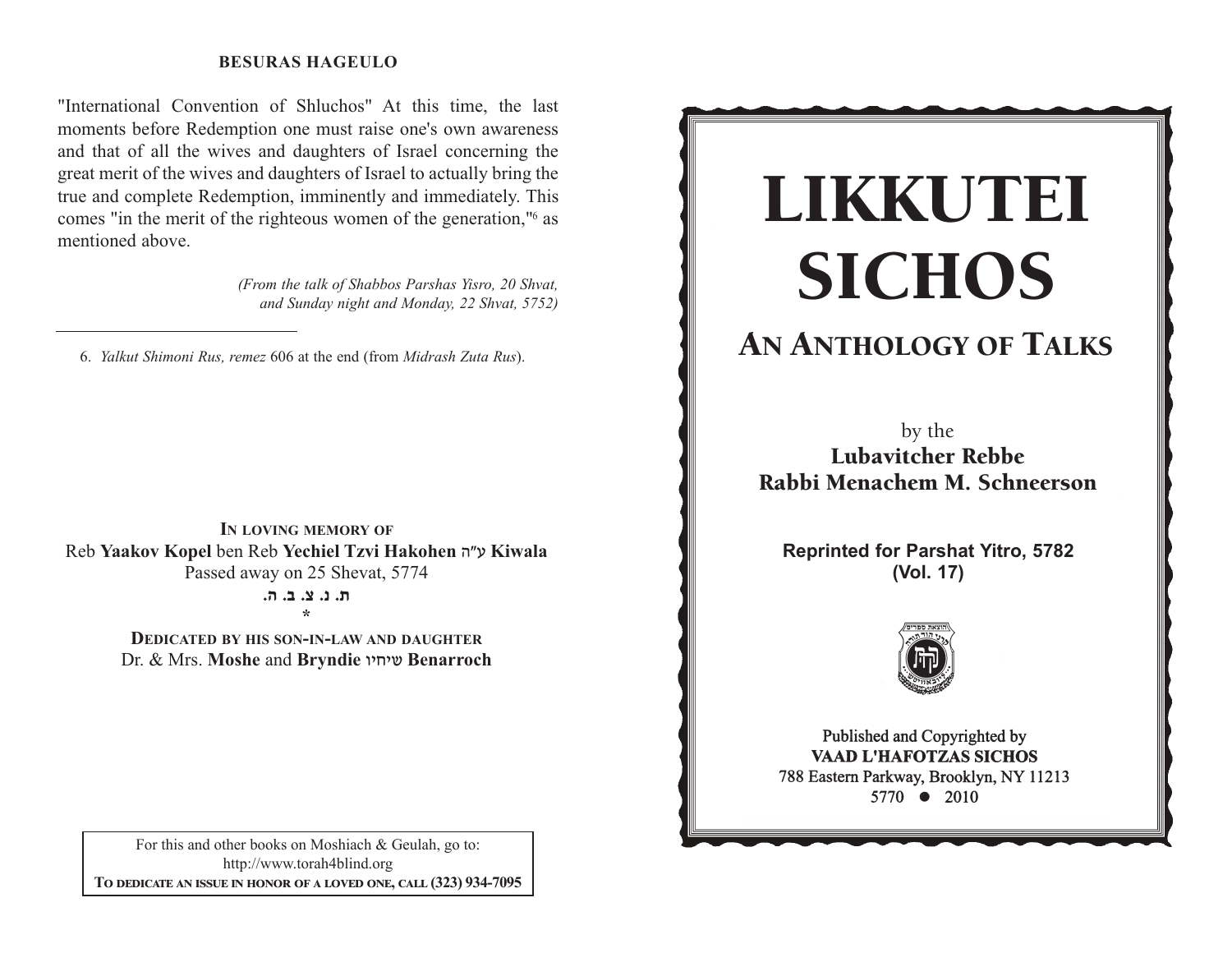**BESURAS HAGEULO**

"International Convention of Shluchos" At this time, the last moments before Redemption one must raise one's own awareness and that of all the wives and daughters of Israel concerning the great merit of the wives and daughters of Israel to actually bring the true and complete Redemption, imminently and immediately. This comes "in the merit of the righteous women of the generation,"[6] as mentioned above.

*(From the talk of Shabbos Parshas Yisro, 20 Shvat, and Sunday night and Monday, 22 Shvat, 5752)*

---

6. *Yalkut Shimoni Rus, remez* 606 at the end (from *Midrash Zuta Rus*).

**IN LOVING MEMORY OF**
Reb **Yaakov Kopel** ben Reb **Yechiel Tzvi Hakohen** ע"ה **Kiwala**
Passed away on 25 Shevat, 5774
**ת. נ. צ. ב. ה.**
*
**DEDICATED BY HIS SON-IN-LAW AND DAUGHTER**
Dr. & Mrs. **Moshe** and **Bryndie** שיחיו **Benarroch**

For this and other books on Moshiach & Geulah, go to: http://www.torah4blind.org
**TO DEDICATE AN ISSUE IN HONOR OF A LOVED ONE, CALL (323) 934-7095**

# LIKKUTEI SICHOS

## AN ANTHOLOGY OF TALKS

by the
**Lubavitcher Rebbe**
**Rabbi Menachem M. Schneerson**

**Reprinted for Parshat Yitro, 5782**
**(Vol. 17)**

Published and Copyrighted by
**VAAD L'HAFOTZAS SICHOS**
788 Eastern Parkway, Brooklyn, NY 11213
5770 • 2010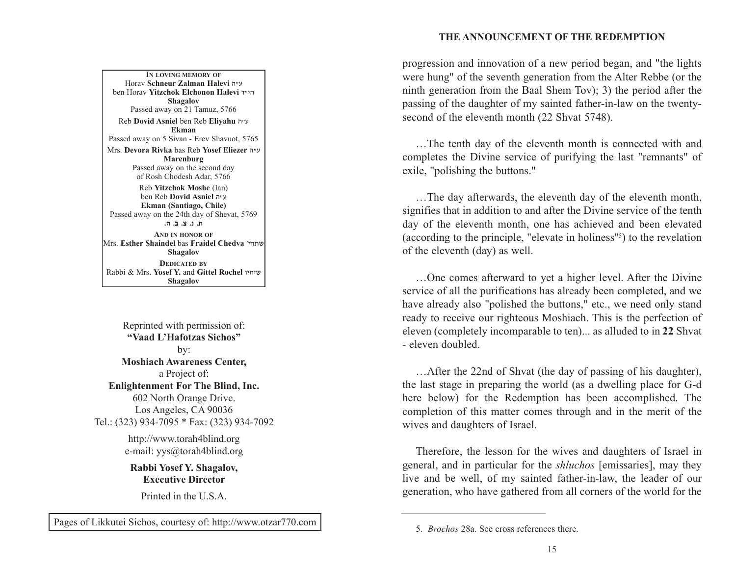**In loving memory of**
Horav **Schneur Zalman Halevi** ע"ה
ben Horav **Yitzchok Elchonon Halevi** הי"ד
**Shagalov**
Passed away on 21 Tamuz, 5766

Reb **Dovid Asniel** ben Reb **Eliyahu** ע"ה
**Ekman**
Passed away on 5 Sivan - Erev Shavuot, 5765

Mrs. **Devora Rivka** bas Reb **Yosef Eliezer** ע"ה
**Marenburg**
Passed away on the second day
of Rosh Chodesh Adar, 5766

Reb **Yitzchok Moshe** (Ian)
ben Reb **Dovid Asniel** ע"ה
**Ekman (Santiago, Chile)**
Passed away on the 24th day of Shevat, 5769
**ת. נ. צ. ב. ה.**

**And in honor of**
Mrs. **Esther Shaindel** bas **Fraidel Chedva** שתחי'
**Shagalov**

**Dedicated by**
Rabbi & Mrs. **Yosef Y.** and **Gittel Rochel** שיחיו
**Shagalov**

Reprinted with permission of:
**"Vaad L'Hafotzas Sichos"**
by:
**Moshiach Awareness Center,**
a Project of:
**Enlightenment For The Blind, Inc.**
602 North Orange Drive.
Los Angeles, CA 90036
Tel.: (323) 934-7095 * Fax: (323) 934-7092

http://www.torah4blind.org
e-mail: yys@torah4blind.org

**Rabbi Yosef Y. Shagalov,**
**Executive Director**

Printed in the U.S.A.

Pages of Likkutei Sichos, courtesy of: http://www.otzar770.com

progression and innovation of a new period began, and "the lights were hung" of the seventh generation from the Alter Rebbe (or the ninth generation from the Baal Shem Tov); 3) the period after the passing of the daughter of my sainted father-in-law on the twenty-second of the eleventh month (22 Shvat 5748).

…The tenth day of the eleventh month is connected with and completes the Divine service of purifying the last "remnants" of exile, "polishing the buttons."

…The day afterwards, the eleventh day of the eleventh month, signifies that in addition to and after the Divine service of the tenth day of the eleventh month, one has achieved and been elevated (according to the principle, "elevate in holiness"[5]) to the revelation of the eleventh (day) as well.

…One comes afterward to yet a higher level. After the Divine service of all the purifications has already been completed, and we have already also "polished the buttons," etc., we need only stand ready to receive our righteous Moshiach. This is the perfection of eleven (completely incomparable to ten)... as alluded to in **22** Shvat - eleven doubled.

…After the 22nd of Shvat (the day of passing of his daughter), the last stage in preparing the world (as a dwelling place for G-d here below) for the Redemption has been accomplished. The completion of this matter comes through and in the merit of the wives and daughters of Israel.

Therefore, the lesson for the wives and daughters of Israel in general, and in particular for the *shluchos* [emissaries], may they live and be well, of my sainted father-in-law, the leader of our generation, who have gathered from all corners of the world for the

---

5. *Brochos* 28a. See cross references there.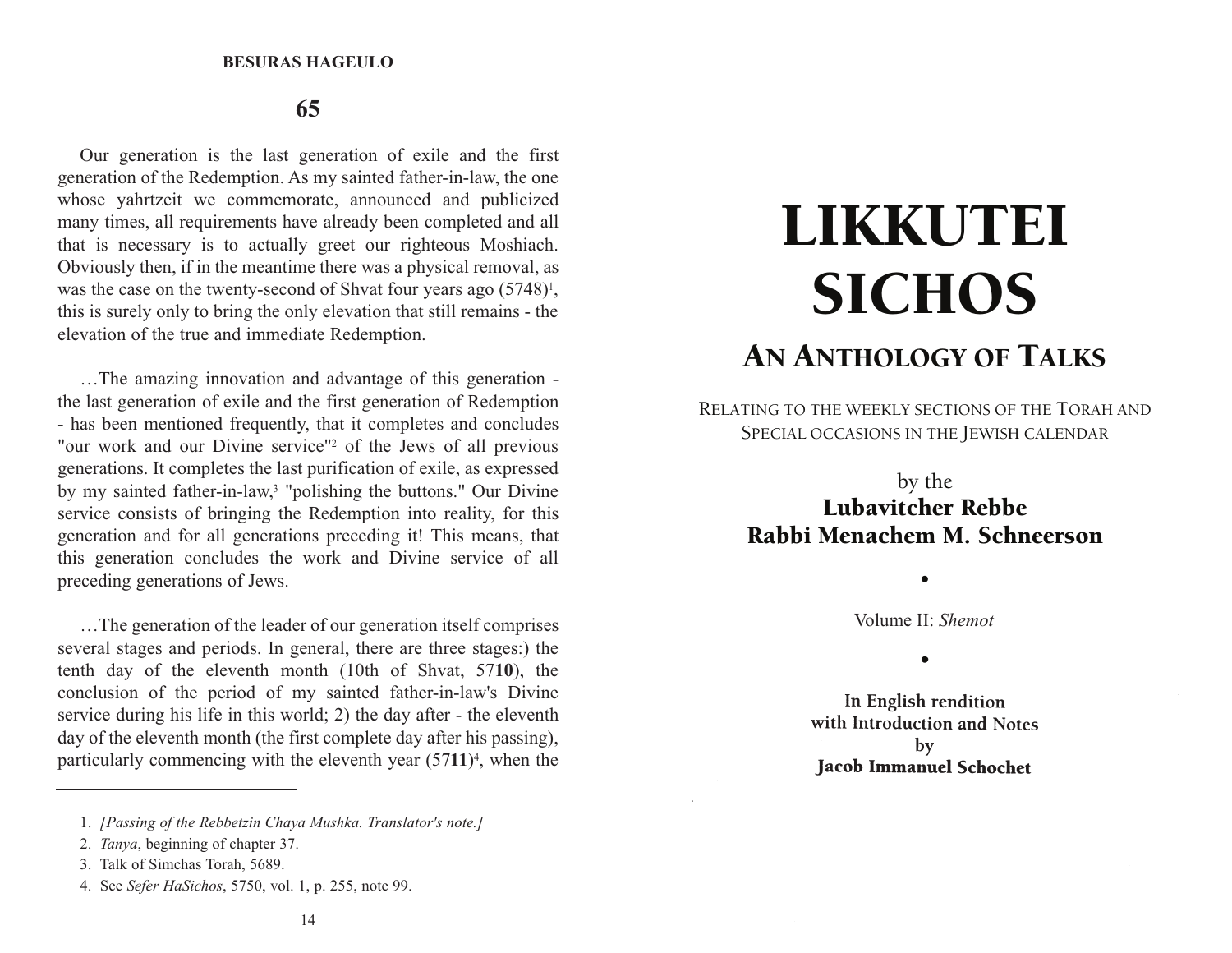# 65

Our generation is the last generation of exile and the first generation of the Redemption. As my sainted father-in-law, the one whose yahrtzeit we commemorate, announced and publicized many times, all requirements have already been completed and all that is necessary is to actually greet our righteous Moshiach. Obviously then, if in the meantime there was a physical removal, as was the case on the twenty-second of Shvat four years ago (5748)[1], this is surely only to bring the only elevation that still remains - the elevation of the true and immediate Redemption.

…The amazing innovation and advantage of this generation - the last generation of exile and the first generation of Redemption - has been mentioned frequently, that it completes and concludes "our work and our Divine service"[2] of the Jews of all previous generations. It completes the last purification of exile, as expressed by my sainted father-in-law,[3] "polishing the buttons." Our Divine service consists of bringing the Redemption into reality, for this generation and for all generations preceding it! This means, that this generation concludes the work and Divine service of all preceding generations of Jews.

…The generation of the leader of our generation itself comprises several stages and periods. In general, there are three stages:) the tenth day of the eleventh month (10th of Shvat, 57**10**), the conclusion of the period of my sainted father-in-law's Divine service during his life in this world; 2) the day after - the eleventh day of the eleventh month (the first complete day after his passing), particularly commencing with the eleventh year (57**11**)[4], when the

---

1. *[Passing of the Rebbetzin Chaya Mushka. Translator's note.]*
2. *Tanya*, beginning of chapter 37.
3. Talk of Simchas Torah, 5689.
4. See *Sefer HaSichos*, 5750, vol. 1, p. 255, note 99.

# LIKKUTEI SICHOS

## An Anthology of Talks

Relating to the weekly sections of the Torah and Special occasions in the Jewish calendar

by the

**Lubavitcher Rebbe**
**Rabbi Menachem M. Schneerson**

•

Volume II: *Shemot*

•

**In English rendition**
**with Introduction and Notes**
**by**
**Jacob Immanuel Schochet**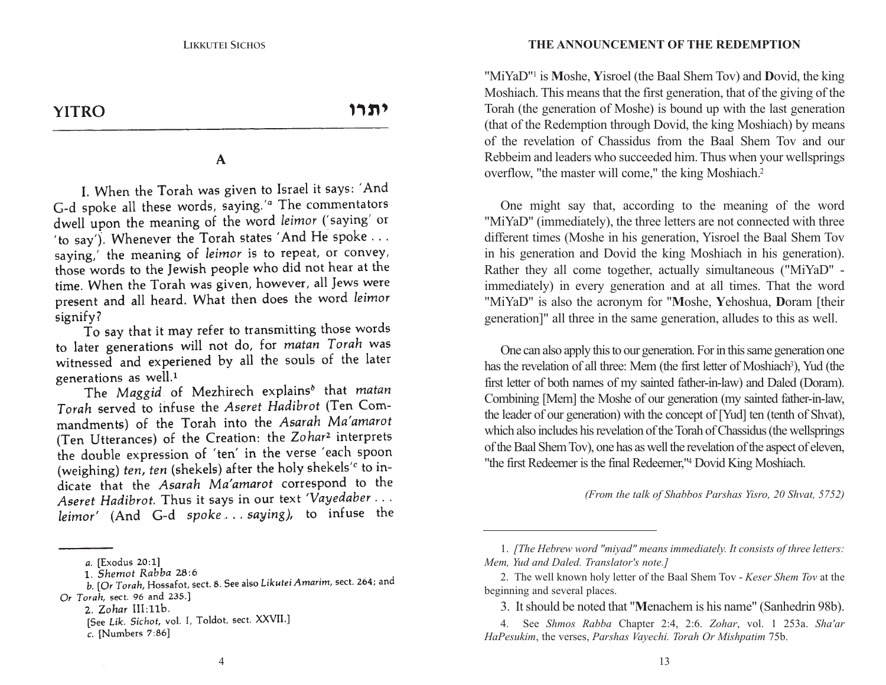# YITRO יתרו

## A

I. When the Torah was given to Israel it says: 'And G-d spoke all these words, saying.'[a] The commentators dwell upon the meaning of the word *leimor* ('saying' or 'to say'). Whenever the Torah states 'And He spoke . . . saying,' the meaning of *leimor* is to repeat, or convey, those words to the Jewish people who did not hear at the time. When the Torah was given, however, all Jews were present and all heard. What then does the word *leimor* signify?

To say that it may refer to transmitting those words to later generations will not do, for *matan Torah* was witnessed and experiened by all the souls of the later generations as well.[1]

The *Maggid* of Mezhirech explains[b] that *matan Torah* served to infuse the *Aseret Hadibrot* (Ten Commandments) of the Torah into the *Asarah Ma'amarot* (Ten Utterances) of the Creation: the *Zohar*[2] interprets the double expression of 'ten' in the verse 'each spoon (weighing) *ten, ten* (shekels) after the holy shekels'[c] to indicate that the *Asarah Ma'amarot* correspond to the *Aseret Hadibrot*. Thus it says in our text '*Vayedaber . . . leimor*' (And G-d *spoke . . . saying*), to infuse the

---

a. [Exodus 20:1]

1. *Shemot Rabba* 28:6

b. [*Or Torah*, Hossafot, sect. 8. See also *Likutei Amarim*, sect. 264; and *Or Torah*, sect. 96 and 235.]

2. *Zohar* III:11b.

[See *Lik. Sichot*, vol. I, Toldot, sect. XXVII.]

c. [Numbers 7:86]

---

"MiYaD"[1] is **M**oshe, **Y**isroel (the Baal Shem Tov) and **D**ovid, the king Moshiach. This means that the first generation, that of the giving of the Torah (the generation of Moshe) is bound up with the last generation (that of the Redemption through Dovid, the king Moshiach) by means of the revelation of Chassidus from the Baal Shem Tov and our Rebbeim and leaders who succeeded him. Thus when your wellsprings overflow, "the master will come," the king Moshiach.[2]

One might say that, according to the meaning of the word "MiYaD" (immediately), the three letters are not connected with three different times (Moshe in his generation, Yisroel the Baal Shem Tov in his generation and Dovid the king Moshiach in his generation). Rather they all come together, actually simultaneous ("MiYaD" - immediately) in every generation and at all times. That the word "MiYaD" is also the acronym for "**M**oshe, **Y**ehoshua, **D**oram [their generation]" all three in the same generation, alludes to this as well.

One can also apply this to our generation. For in this same generation one has the revelation of all three: Mem (the first letter of Moshiach[3]), Yud (the first letter of both names of my sainted father-in-law) and Daled (Doram). Combining [Mem] the Moshe of our generation (my sainted father-in-law, the leader of our generation) with the concept of [Yud] ten (tenth of Shvat), which also includes his revelation of the Torah of Chassidus (the wellsprings of the Baal Shem Tov), one has as well the revelation of the aspect of eleven, "the first Redeemer is the final Redeemer,"[4] Dovid King Moshiach.

*(From the talk of Shabbos Parshas Yisro, 20 Shvat, 5752)*

---

1. *[The Hebrew word "miyad" means immediately. It consists of three letters: Mem, Yud and Daled. Translator's note.]*

2. The well known holy letter of the Baal Shem Tov - *Keser Shem Tov* at the beginning and several places.

3. It should be noted that "**M**enachem is his name" (Sanhedrin 98b).

4. See *Shmos Rabba* Chapter 2:4, 2:6. *Zohar*, vol. 1 253a. *Sha'ar HaPesukim*, the verses, *Parshas Vayechi. Torah Or Mishpatim* 75b.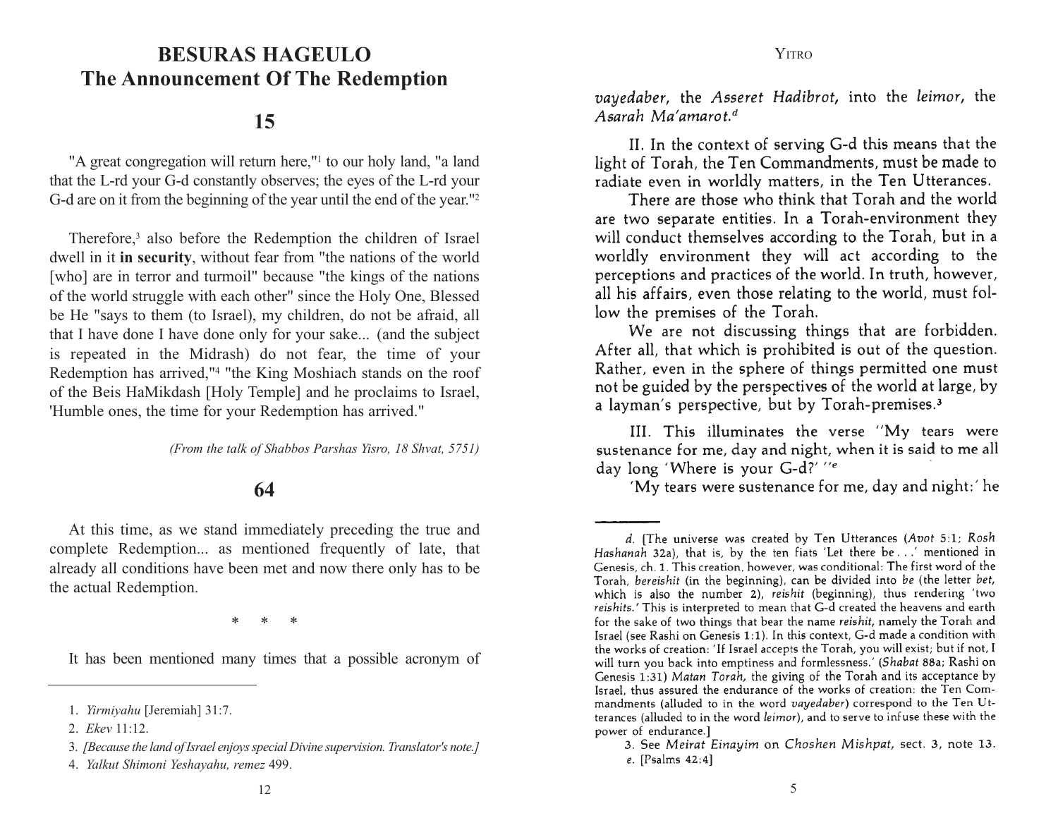# BESURAS HAGEULO
# The Announcement Of The Redemption

## 15

"A great congregation will return here,"[1] to our holy land, "a land that the L-rd your G-d constantly observes; the eyes of the L-rd your G-d are on it from the beginning of the year until the end of the year."[2]

Therefore,[3] also before the Redemption the children of Israel dwell in it **in security**, without fear from "the nations of the world [who] are in terror and turmoil" because "the kings of the nations of the world struggle with each other" since the Holy One, Blessed be He "says to them (to Israel), my children, do not be afraid, all that I have done I have done only for your sake... (and the subject is repeated in the Midrash) do not fear, the time of your Redemption has arrived,"[4] "the King Moshiach stands on the roof of the Beis HaMikdash [Holy Temple] and he proclaims to Israel, 'Humble ones, the time for your Redemption has arrived."

*(From the talk of Shabbos Parshas Yisro, 18 Shvat, 5751)*

## 64

At this time, as we stand immediately preceding the true and complete Redemption... as mentioned frequently of late, that already all conditions have been met and now there only has to be the actual Redemption.

\* \* \*

It has been mentioned many times that a possible acronym of

---

1. *Yirmiyahu* [Jeremiah] 31:7.
2. *Ekev* 11:12.
3. *[Because the land of Israel enjoys special Divine supervision. Translator's note.]*
4. *Yalkut Shimoni Yeshayahu, remez* 499.

---

*vayedaber*, the *Asseret Hadibrot*, into the *leimor*, the *Asarah Ma'amarot.*[d]

II. In the context of serving G-d this means that the light of Torah, the Ten Commandments, must be made to radiate even in worldly matters, in the Ten Utterances.

There are those who think that Torah and the world are two separate entities. In a Torah-environment they will conduct themselves according to the Torah, but in a worldly environment they will act according to the perceptions and practices of the world. In truth, however, all his affairs, even those relating to the world, must follow the premises of the Torah.

We are not discussing things that are forbidden. After all, that which is prohibited is out of the question. Rather, even in the sphere of things permitted one must not be guided by the perspectives of the world at large, by a layman's perspective, but by Torah-premises.[3]

III. This illuminates the verse "My tears were sustenance for me, day and night, when it is said to me all day long 'Where is your G-d?' "[e]

'My tears were sustenance for me, day and night:' he

---

d. [The universe was created by Ten Utterances (*Avot* 5:1; *Rosh Hashanah* 32a), that is, by the ten fiats 'Let there be . . .' mentioned in Genesis, ch. 1. This creation, however, was conditional: The first word of the Torah, *bereishit* (in the beginning), can be divided into *be* (the letter *bet*, which is also the number 2), *reishit* (beginning), thus rendering 'two *reishits*.' This is interpreted to mean that G-d created the heavens and earth for the sake of two things that bear the name *reishit*, namely the Torah and Israel (see Rashi on Genesis 1:1). In this context, G-d made a condition with the works of creation: 'If Israel accepts the Torah, you will exist; but if not, I will turn you back into emptiness and formlessness.' (*Shabat* 88a; Rashi on Genesis 1:31) *Matan Torah*, the giving of the Torah and its acceptance by Israel, thus assured the endurance of the works of creation: the Ten Commandments (alluded to in the word *vayedaber*) correspond to the Ten Utterances (alluded to in the word *leimor*), and to serve to infuse these with the power of endurance.]

3. See *Meirat Einayim* on *Choshen Mishpat*, sect. 3, note 13.

e. [Psalms 42:4]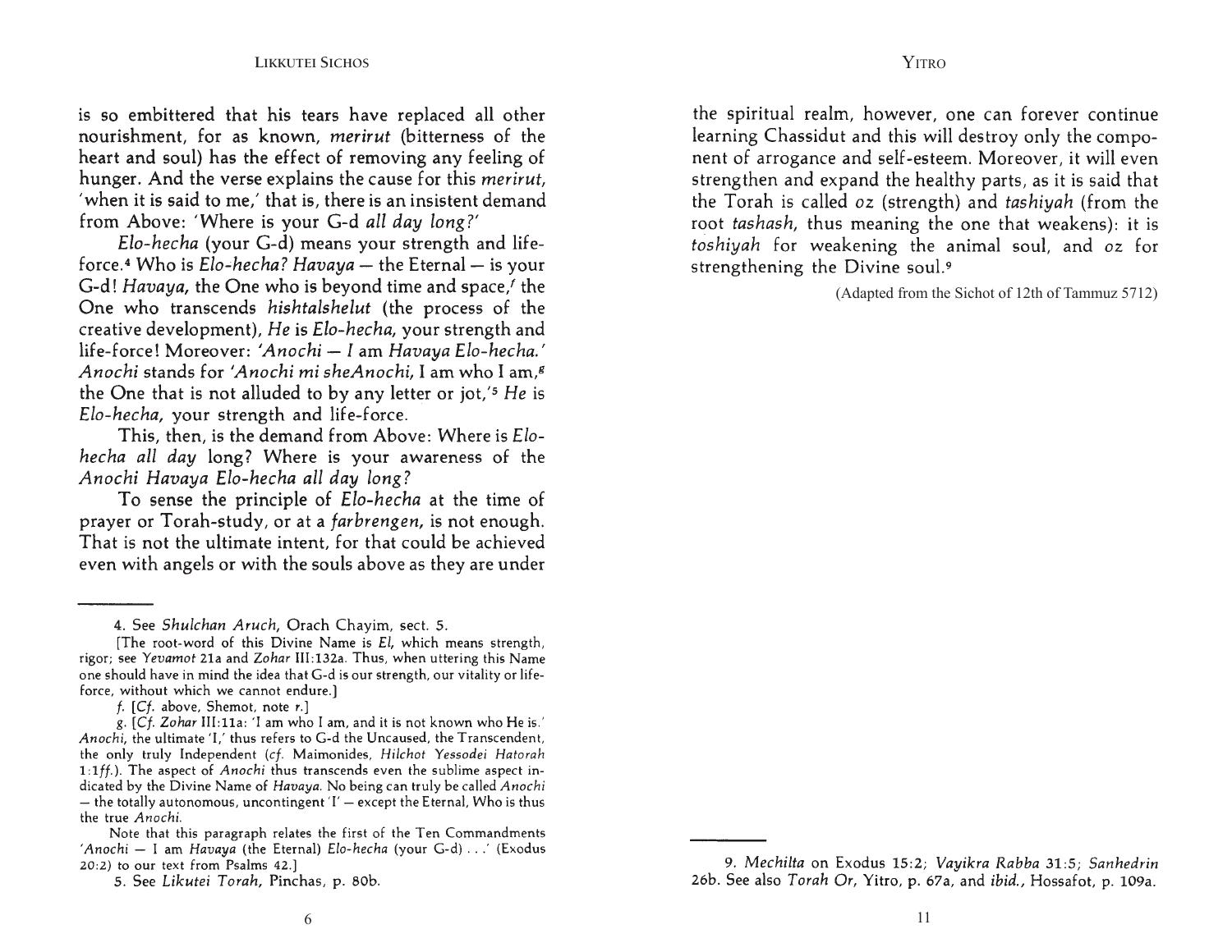is so embittered that his tears have replaced all other nourishment, for as known, *merirut* (bitterness of the heart and soul) has the effect of removing any feeling of hunger. And the verse explains the cause for this *merirut*, 'when it is said to me,' that is, there is an insistent demand from Above: 'Where is your G-d *all day long?*'

*Elo-hecha* (your G-d) means your strength and life-force.[4] Who is *Elo-hecha? Havaya* — the Eternal — is your G-d! *Havaya*, the One who is beyond time and space,[f] the One who transcends *hishtalshelut* (the process of the creative development), *He* is *Elo-hecha*, your strength and life-force! Moreover: *'Anochi — I* am *Havaya Elo-hecha.' Anochi* stands for *'Anochi mi sheAnochi*, I am who I am,[g] the One that is not alluded to by any letter or jot,'[5] *He* is *Elo-hecha*, your strength and life-force.

This, then, is the demand from Above: Where is *Elo-hecha all day* long? Where is your awareness of the *Anochi Havaya Elo-hecha all day long?*

To sense the principle of *Elo-hecha* at the time of prayer or Torah-study, or at a *farbrengen*, is not enough. That is not the ultimate intent, for that could be achieved even with angels or with the souls above as they are under

---

4. See *Shulchan Aruch*, Orach Chayim, sect. 5.

[The root-word of this Divine Name is *El*, which means strength, rigor; see *Yevamot* 21a and *Zohar* III:132a. Thus, when uttering this Name one should have in mind the idea that G-d is our strength, our vitality or life-force, without which we cannot endure.]

*f*. [*Cf*. above, Shemot, note *r*.]

*g*. [*Cf*. *Zohar* III:11a: 'I am who I am, and it is not known who He is.' *Anochi*, the ultimate 'I,' thus refers to G-d the Uncaused, the Transcendent, the only truly Independent (*cf*. Maimonides, *Hilchot Yessodei Hatorah* 1:1*ff*.). The aspect of *Anochi* thus transcends even the sublime aspect indicated by the Divine Name of *Havaya*. No being can truly be called *Anochi* — the totally autonomous, uncontingent 'I' — except the Eternal, Who is thus the true *Anochi*.

Note that this paragraph relates the first of the Ten Commandments '*Anochi* — I am *Havaya* (the Eternal) *Elo-hecha* (your G-d) . . .' (Exodus 20:2) to our text from Psalms 42.]

5. See *Likutei Torah*, Pinchas, p. 80b.

the spiritual realm, however, one can forever continue learning Chassidut and this will destroy only the component of arrogance and self-esteem. Moreover, it will even strengthen and expand the healthy parts, as it is said that the Torah is called *oz* (strength) and *tashiyah* (from the root *tashash*, thus meaning the one that weakens): it is *toshiyah* for weakening the animal soul, and *oz* for strengthening the Divine soul.[9]

(Adapted from the Sichot of 12th of Tammuz 5712)

---

9. *Mechilta* on Exodus 15:2; *Vayikra Rabba* 31:5; *Sanhedrin* 26b. See also *Torah Or*, Yitro, p. 67a, and *ibid.*, Hossafot, p. 109a.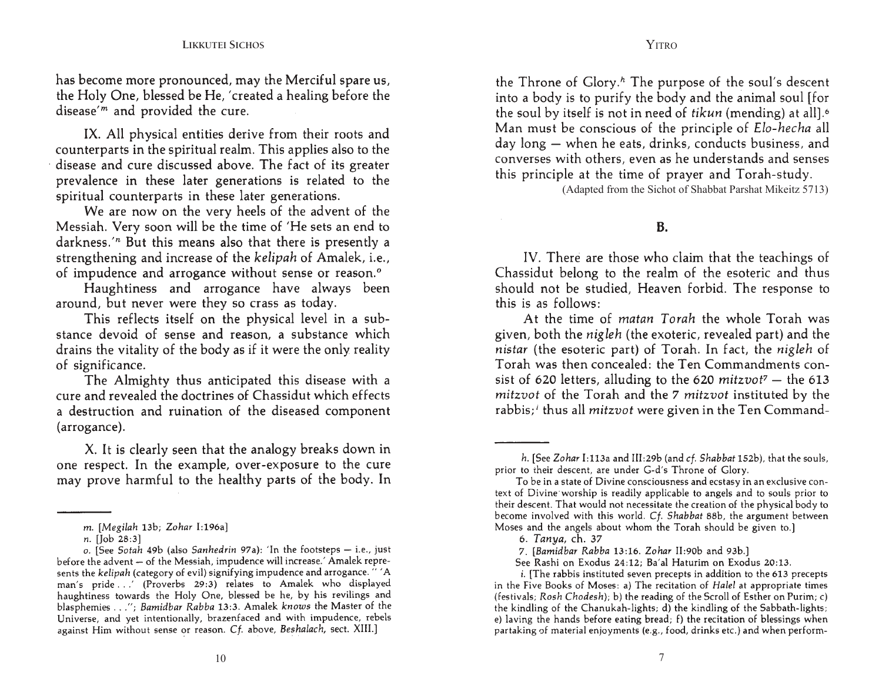has become more pronounced, may the Merciful spare us, the Holy One, blessed be He, 'created a healing before the disease'[m] and provided the cure.

IX. All physical entities derive from their roots and counterparts in the spiritual realm. This applies also to the disease and cure discussed above. The fact of its greater prevalence in these later generations is related to the spiritual counterparts in these later generations.

We are now on the very heels of the advent of the Messiah. Very soon will be the time of 'He sets an end to darkness.'[n] But this means also that there is presently a strengthening and increase of the *kelipah* of Amalek, i.e., of impudence and arrogance without sense or reason.[o]

Haughtiness and arrogance have always been around, but never were they so crass as today.

This reflects itself on the physical level in a substance devoid of sense and reason, a substance which drains the vitality of the body as if it were the only reality of significance.

The Almighty thus anticipated this disease with a cure and revealed the doctrines of Chassidut which effects a destruction and ruination of the diseased component (arrogance).

X. It is clearly seen that the analogy breaks down in one respect. In the example, over-exposure to the cure may prove harmful to the healthy parts of the body. In

---

m. [*Megilah* 13b; *Zohar* I:196a]

n. [Job 28:3]

o. [See *Sotah* 49b (also *Sanhedrin* 97a): 'In the footsteps — i.e., just before the advent — of the Messiah, impudence will increase.' Amalek represents the *kelipah* (category of evil) signifying impudence and arrogance. " 'A man's pride . . .' (Proverbs 29:3) relates to Amalek who displayed haughtiness towards the Holy One, blessed be he, by his revilings and blasphemies . . ."; *Bamidbar Rabba* 13:3. Amalek *knows* the Master of the Universe, and yet intentionally, brazenfaced and with impudence, rebels against Him without sense or reason. *Cf.* above, *Beshalach*, sect. XIII.]

---

the Throne of Glory.[h] The purpose of the soul's descent into a body is to purify the body and the animal soul [for the soul by itself is not in need of *tikun* (mending) at all].[6] Man must be conscious of the principle of *Elo-hecha* all day long — when he eats, drinks, conducts business, and converses with others, even as he understands and senses this principle at the time of prayer and Torah-study.

(Adapted from the Sichot of Shabbat Parshat Mikeitz 5713)

## B.

IV. There are those who claim that the teachings of Chassidut belong to the realm of the esoteric and thus should not be studied, Heaven forbid. The response to this is as follows:

At the time of *matan Torah* the whole Torah was given, both the *nigleh* (the exoteric, revealed part) and the *nistar* (the esoteric part) of Torah. In fact, the *nigleh* of Torah was then concealed: the Ten Commandments consist of 620 letters, alluding to the 620 *mitzvot*[7] — the 613 *mitzvot* of the Torah and the 7 *mitzvot* instituted by the rabbis;[i] thus all *mitzvot* were given in the Ten Command-

---

h. [See *Zohar* I:113a and III:29b (and *cf. Shabbat* 152b), that the souls, prior to their descent, are under G-d's Throne of Glory.

To be in a state of Divine consciousness and ecstasy in an exclusive context of Divine worship is readily applicable to angels and to souls prior to their descent. That would not necessitate the creation of the physical body to become involved with this world. *Cf. Shabbat* 88b, the argument between Moses and the angels about whom the Torah should be given to.]

6. *Tanya*, ch. 37

7. [*Bamidbar Rabba* 13:16. *Zohar* II:90b and 93b.]

See Rashi on Exodus 24:12; Ba'al Haturim on Exodus 20:13.

i. [The rabbis instituted seven precepts in addition to the 613 precepts in the Five Books of Moses: a) The recitation of *Halel* at appropriate times (festivals; *Rosh Chodesh*); b) the reading of the Scroll of Esther on Purim; c) the kindling of the Chanukah-lights; d) the kindling of the Sabbath-lights; e) laving the hands before eating bread; f) the recitation of blessings when partaking of material enjoyments (e.g., food, drinks etc.) and when perform-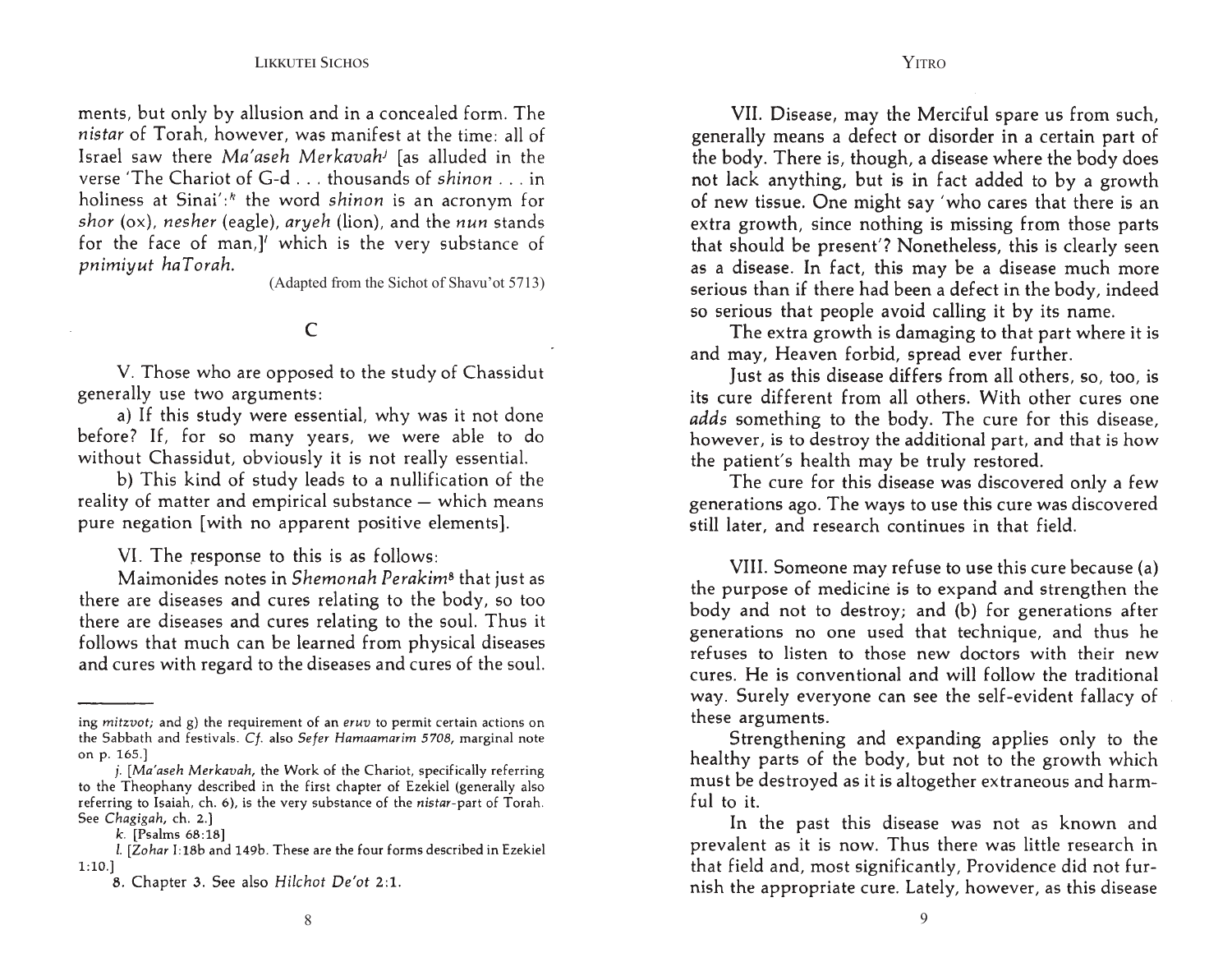ments, but only by allusion and in a concealed form. The *nistar* of Torah, however, was manifest at the time: all of Israel saw there *Ma'aseh Merkavah*[j] [as alluded in the verse 'The Chariot of G-d . . . thousands of *shinon* . . . in holiness at Sinai':[k] the word *shinon* is an acronym for *shor* (ox), *nesher* (eagle), *aryeh* (lion), and the *nun* stands for the face of man,][l] which is the very substance of *pnimiyut haTorah.*

(Adapted from the Sichot of Shavu'ot 5713)

## C

V. Those who are opposed to the study of Chassidut generally use two arguments:

a) If this study were essential, why was it not done before? If, for so many years, we were able to do without Chassidut, obviously it is not really essential.

b) This kind of study leads to a nullification of the reality of matter and empirical substance — which means pure negation [with no apparent positive elements].

VI. The response to this is as follows:

Maimonides notes in *Shemonah Perakim*[8] that just as there are diseases and cures relating to the body, so too there are diseases and cures relating to the soul. Thus it follows that much can be learned from physical diseases and cures with regard to the diseases and cures of the soul.

VII. Disease, may the Merciful spare us from such, generally means a defect or disorder in a certain part of the body. There is, though, a disease where the body does not lack anything, but is in fact added to by a growth of new tissue. One might say 'who cares that there is an extra growth, since nothing is missing from those parts that should be present'? Nonetheless, this is clearly seen as a disease. In fact, this may be a disease much more serious than if there had been a defect in the body, indeed so serious that people avoid calling it by its name.

The extra growth is damaging to that part where it is and may, Heaven forbid, spread ever further.

Just as this disease differs from all others, so, too, is its cure different from all others. With other cures one *adds* something to the body. The cure for this disease, however, is to destroy the additional part, and that is how the patient's health may be truly restored.

The cure for this disease was discovered only a few generations ago. The ways to use this cure was discovered still later, and research continues in that field.

VIII. Someone may refuse to use this cure because (a) the purpose of medicine is to expand and strengthen the body and not to destroy; and (b) for generations after generations no one used that technique, and thus he refuses to listen to those new doctors with their new cures. He is conventional and will follow the traditional way. Surely everyone can see the self-evident fallacy of these arguments.

Strengthening and expanding applies only to the healthy parts of the body, but not to the growth which must be destroyed as it is altogether extraneous and harmful to it.

In the past this disease was not as known and prevalent as it is now. Thus there was little research in that field and, most significantly, Providence did not furnish the appropriate cure. Lately, however, as this disease

---

ing *mitzvot*; and g) the requirement of an *eruv* to permit certain actions on the Sabbath and festivals. *Cf.* also *Sefer Hamaamarim 5708*, marginal note on p. 165.]

j. [*Ma'aseh Merkavah*, the Work of the Chariot, specifically referring to the Theophany described in the first chapter of Ezekiel (generally also referring to Isaiah, ch. 6), is the very substance of the *nistar*-part of Torah. See *Chagigah*, ch. 2.]

k. [Psalms 68:18]

l. [*Zohar* I:18b and 149b. These are the four forms described in Ezekiel 1:10.]

8. Chapter 3. See also *Hilchot De'ot* 2:1.